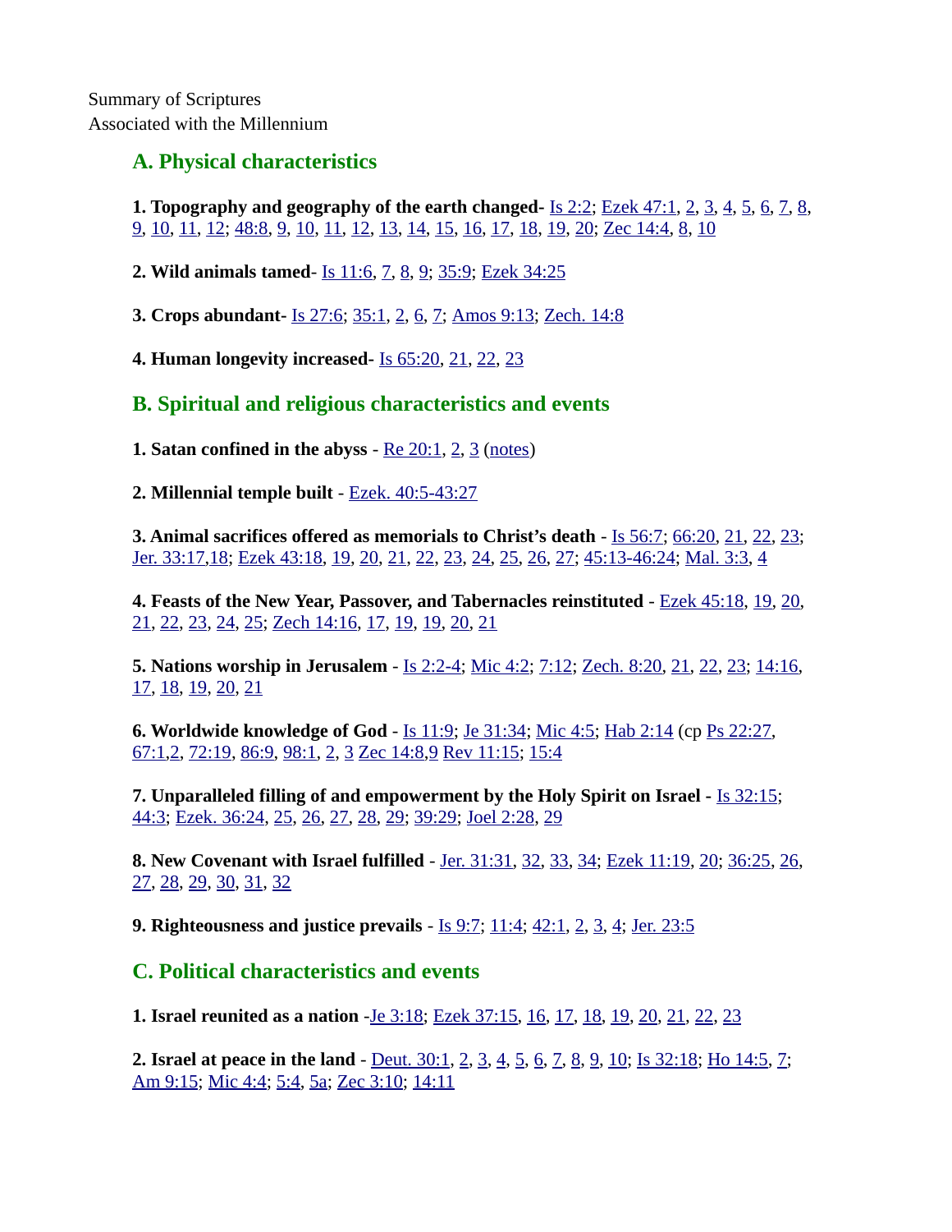Summary of Scriptures
Associated with the Millennium

## A. Physical characteristics

**1. Topography and geography of the earth changed-** Is 2:2; Ezek 47:1, 2, 3, 4, 5, 6, 7, 8, 9, 10, 11, 12; 48:8, 9, 10, 11, 12, 13, 14, 15, 16, 17, 18, 19, 20; Zec 14:4, 8, 10

**2. Wild animals tamed-** Is 11:6, 7, 8, 9; 35:9; Ezek 34:25

**3. Crops abundant-** Is 27:6; 35:1, 2, 6, 7; Amos 9:13; Zech. 14:8

**4. Human longevity increased-** Is 65:20, 21, 22, 23

## B. Spiritual and religious characteristics and events

**1. Satan confined in the abyss** - Re 20:1, 2, 3 (notes)

**2. Millennial temple built** - Ezek. 40:5-43:27

**3. Animal sacrifices offered as memorials to Christ's death** - Is 56:7; 66:20, 21, 22, 23; Jer. 33:17,18; Ezek 43:18, 19, 20, 21, 22, 23, 24, 25, 26, 27; 45:13-46:24; Mal. 3:3, 4

**4. Feasts of the New Year, Passover, and Tabernacles reinstituted** - Ezek 45:18, 19, 20, 21, 22, 23, 24, 25; Zech 14:16, 17, 19, 19, 20, 21

**5. Nations worship in Jerusalem** - Is 2:2-4; Mic 4:2; 7:12; Zech. 8:20, 21, 22, 23; 14:16, 17, 18, 19, 20, 21

**6. Worldwide knowledge of God** - Is 11:9; Je 31:34; Mic 4:5; Hab 2:14 (cp Ps 22:27, 67:1,2, 72:19, 86:9, 98:1, 2, 3 Zec 14:8,9 Rev 11:15; 15:4

**7. Unparalleled filling of and empowerment by the Holy Spirit on Israel -** Is 32:15; 44:3; Ezek. 36:24, 25, 26, 27, 28, 29; 39:29; Joel 2:28, 29

**8. New Covenant with Israel fulfilled** - Jer. 31:31, 32, 33, 34; Ezek 11:19, 20; 36:25, 26, 27, 28, 29, 30, 31, 32

**9. Righteousness and justice prevails** - Is 9:7; 11:4; 42:1, 2, 3, 4; Jer. 23:5

## C. Political characteristics and events

**1. Israel reunited as a nation** -Je 3:18; Ezek 37:15, 16, 17, 18, 19, 20, 21, 22, 23

**2. Israel at peace in the land** - Deut. 30:1, 2, 3, 4, 5, 6, 7, 8, 9, 10; Is 32:18; Ho 14:5, 7; Am 9:15; Mic 4:4; 5:4, 5a; Zec 3:10; 14:11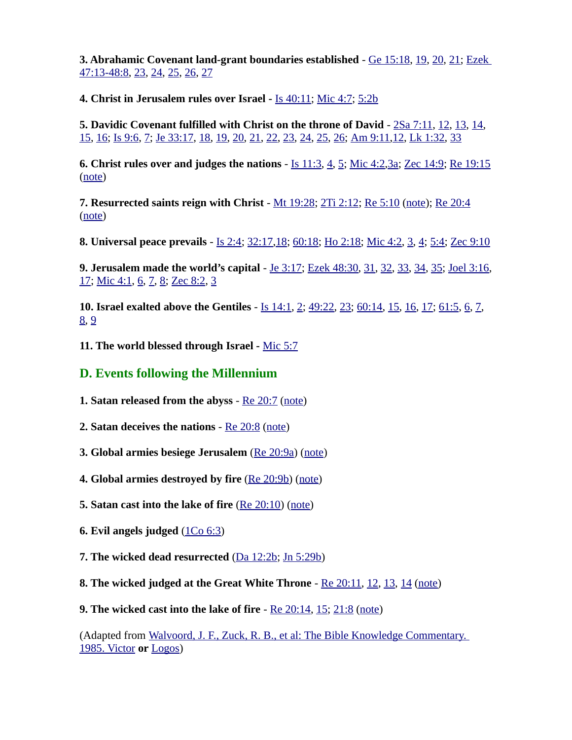**3. Abrahamic Covenant land-grant boundaries established** - Ge 15:18, 19, 20, 21; Ezek 47:13-48:8, 23, 24, 25, 26, 27

**4. Christ in Jerusalem rules over Israel -** Is 40:11; Mic 4:7; 5:2b

**5. Davidic Covenant fulfilled with Christ on the throne of David** - 2Sa 7:11, 12, 13, 14, 15, 16; Is 9:6, 7; Je 33:17, 18, 19, 20, 21, 22, 23, 24, 25, 26; Am 9:11,12, Lk 1:32, 33

**6. Christ rules over and judges the nations** - Is 11:3, 4, 5; Mic 4:2,3a; Zec 14:9; Re 19:15 (note)

**7. Resurrected saints reign with Christ** - Mt 19:28; 2Ti 2:12; Re 5:10 (note); Re 20:4 (note)

**8. Universal peace prevails** - Is 2:4; 32:17,18; 60:18; Ho 2:18; Mic 4:2, 3, 4; 5:4; Zec 9:10

**9. Jerusalem made the world's capital** - Je 3:17; Ezek 48:30, 31, 32, 33, 34, 35; Joel 3:16, 17; Mic 4:1, 6, 7, 8; Zec 8:2, 3

**10. Israel exalted above the Gentiles** - Is 14:1, 2; 49:22, 23; 60:14, 15, 16, 17; 61:5, 6, 7, 8, 9

**11. The world blessed through Israel -** Mic 5:7

## D. Events following the Millennium

**1. Satan released from the abyss** - Re 20:7 (note)

**2. Satan deceives the nations** - Re 20:8 (note)

**3. Global armies besiege Jerusalem** (Re 20:9a) (note)

**4. Global armies destroyed by fire** (Re 20:9b) (note)

**5. Satan cast into the lake of fire** (Re 20:10) (note)

**6. Evil angels judged** (1Co 6:3)

**7. The wicked dead resurrected** (Da 12:2b; Jn 5:29b)

**8. The wicked judged at the Great White Throne** - Re 20:11, 12, 13, 14 (note)

**9. The wicked cast into the lake of fire** - Re 20:14, 15; 21:8 (note)

(Adapted from Walvoord, J. F., Zuck, R. B., et al: The Bible Knowledge Commentary. 1985. Victor **or** Logos)